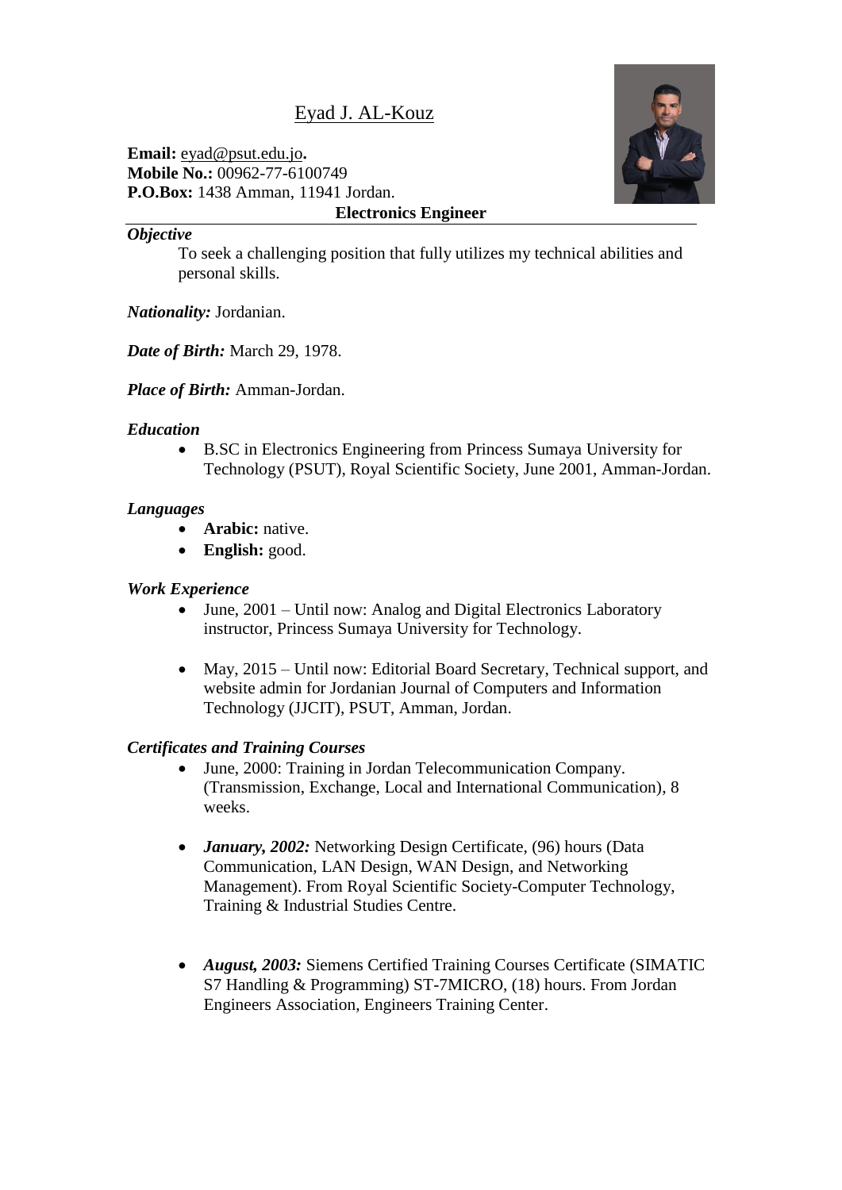# Eyad J. AL-Kouz

**Email:** eyad@psut.edu.jo**.**
**Mobile No.:** 00962-77-6100749
**P.O.Box:** 1438 Amman, 11941 Jordan.

**Electronics Engineer**

***Objective***

To seek a challenging position that fully utilizes my technical abilities and personal skills.

***Nationality:*** Jordanian.

***Date of Birth:*** March 29, 1978.

***Place of Birth:*** Amman-Jordan.

***Education***

- B.SC in Electronics Engineering from Princess Sumaya University for Technology (PSUT), Royal Scientific Society, June 2001, Amman-Jordan.

***Languages***

- **Arabic:** native.
- **English:** good.

***Work Experience***

- June, 2001 – Until now: Analog and Digital Electronics Laboratory instructor, Princess Sumaya University for Technology.

- May, 2015 – Until now: Editorial Board Secretary, Technical support, and website admin for Jordanian Journal of Computers and Information Technology (JJCIT), PSUT, Amman, Jordan.

***Certificates and Training Courses***

- June, 2000: Training in Jordan Telecommunication Company. (Transmission, Exchange, Local and International Communication), 8 weeks.

- ***January, 2002:*** Networking Design Certificate, (96) hours (Data Communication, LAN Design, WAN Design, and Networking Management). From Royal Scientific Society-Computer Technology, Training & Industrial Studies Centre.

- ***August, 2003:*** Siemens Certified Training Courses Certificate (SIMATIC S7 Handling & Programming) ST-7MICRO, (18) hours. From Jordan Engineers Association, Engineers Training Center.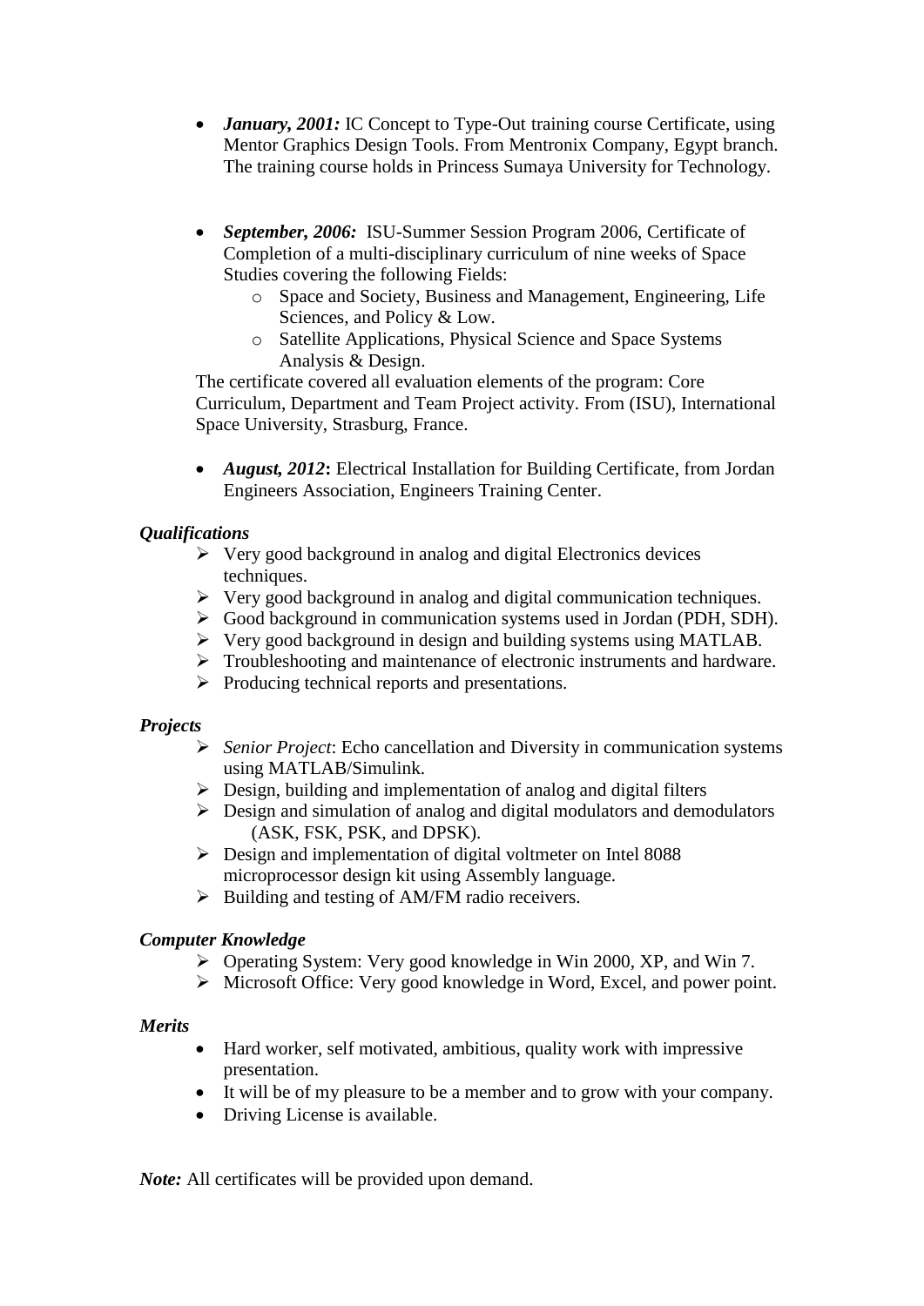- ***January, 2001:*** IC Concept to Type-Out training course Certificate, using Mentor Graphics Design Tools. From Mentronix Company, Egypt branch. The training course holds in Princess Sumaya University for Technology.

- ***September, 2006:*** ISU-Summer Session Program 2006, Certificate of Completion of a multi-disciplinary curriculum of nine weeks of Space Studies covering the following Fields:
  - Space and Society, Business and Management, Engineering, Life Sciences, and Policy & Low.
  - Satellite Applications, Physical Science and Space Systems Analysis & Design.

The certificate covered all evaluation elements of the program: Core Curriculum, Department and Team Project activity. From (ISU), International Space University, Strasburg, France.

- ***August, 2012*****:** Electrical Installation for Building Certificate, from Jordan Engineers Association, Engineers Training Center.

### *Qualifications*

- Very good background in analog and digital Electronics devices techniques.
- Very good background in analog and digital communication techniques.
- Good background in communication systems used in Jordan (PDH, SDH).
- Very good background in design and building systems using MATLAB.
- Troubleshooting and maintenance of electronic instruments and hardware.
- Producing technical reports and presentations.

### *Projects*

- *Senior Project*: Echo cancellation and Diversity in communication systems using MATLAB/Simulink.
- Design, building and implementation of analog and digital filters
- Design and simulation of analog and digital modulators and demodulators (ASK, FSK, PSK, and DPSK).
- Design and implementation of digital voltmeter on Intel 8088 microprocessor design kit using Assembly language.
- Building and testing of AM/FM radio receivers.

### *Computer Knowledge*

- Operating System: Very good knowledge in Win 2000, XP, and Win 7.
- Microsoft Office: Very good knowledge in Word, Excel, and power point.

### *Merits*

- Hard worker, self motivated, ambitious, quality work with impressive presentation.
- It will be of my pleasure to be a member and to grow with your company.
- Driving License is available.

***Note:*** All certificates will be provided upon demand.